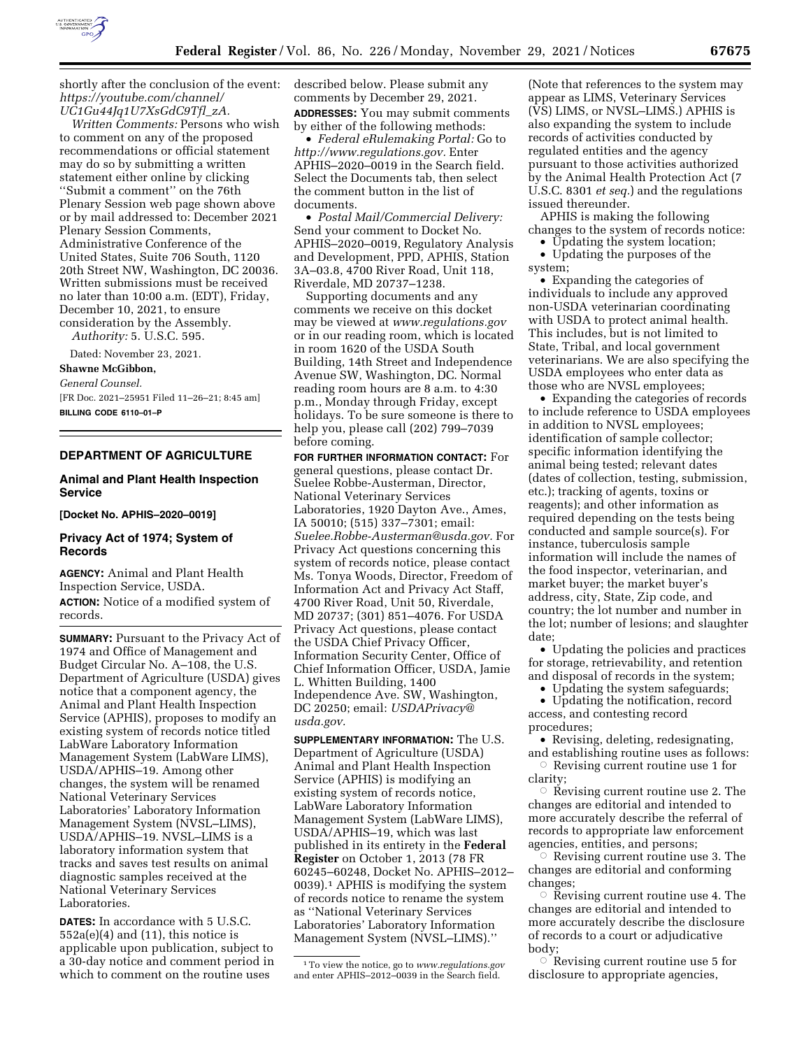shortly after the conclusion of the event: *https://youtube.com/channel/UC1Gu44Jq1U7XsGdC9Tfl_zA.*

*Written Comments:* Persons who wish to comment on any of the proposed recommendations or official statement may do so by submitting a written statement either online by clicking ''Submit a comment'' on the 76th Plenary Session web page shown above or by mail addressed to: December 2021 Plenary Session Comments, Administrative Conference of the United States, Suite 706 South, 1120 20th Street NW, Washington, DC 20036. Written submissions must be received no later than 10:00 a.m. (EDT), Friday, December 10, 2021, to ensure consideration by the Assembly.

*Authority:* 5. U.S.C. 595.

Dated: November 23, 2021.

**Shawne McGibbon,**

*General Counsel.*

[FR Doc. 2021–25951 Filed 11–26–21; 8:45 am]

**BILLING CODE 6110–01–P**

---

## DEPARTMENT OF AGRICULTURE

### Animal and Plant Health Inspection Service

**[Docket No. APHIS–2020–0019]**

### Privacy Act of 1974; System of Records

**AGENCY:** Animal and Plant Health Inspection Service, USDA.

**ACTION:** Notice of a modified system of records.

**SUMMARY:** Pursuant to the Privacy Act of 1974 and Office of Management and Budget Circular No. A–108, the U.S. Department of Agriculture (USDA) gives notice that a component agency, the Animal and Plant Health Inspection Service (APHIS), proposes to modify an existing system of records notice titled LabWare Laboratory Information Management System (LabWare LIMS), USDA/APHIS–19. Among other changes, the system will be renamed National Veterinary Services Laboratories' Laboratory Information Management System (NVSL–LIMS), USDA/APHIS–19. NVSL–LIMS is a laboratory information system that tracks and saves test results on animal diagnostic samples received at the National Veterinary Services Laboratories.

**DATES:** In accordance with 5 U.S.C. 552a(e)(4) and (11), this notice is applicable upon publication, subject to a 30-day notice and comment period in which to comment on the routine uses described below. Please submit any comments by December 29, 2021.

**ADDRESSES:** You may submit comments by either of the following methods:

- *Federal eRulemaking Portal:* Go to *http://www.regulations.gov.* Enter APHIS–2020–0019 in the Search field. Select the Documents tab, then select the comment button in the list of documents.
- *Postal Mail/Commercial Delivery:* Send your comment to Docket No. APHIS–2020–0019, Regulatory Analysis and Development, PPD, APHIS, Station 3A–03.8, 4700 River Road, Unit 118, Riverdale, MD 20737–1238.

Supporting documents and any comments we receive on this docket may be viewed at *www.regulations.gov* or in our reading room, which is located in room 1620 of the USDA South Building, 14th Street and Independence Avenue SW, Washington, DC. Normal reading room hours are 8 a.m. to 4:30 p.m., Monday through Friday, except holidays. To be sure someone is there to help you, please call (202) 799–7039 before coming.

**FOR FURTHER INFORMATION CONTACT:** For general questions, please contact Dr. Suelee Robbe-Austerman, Director, National Veterinary Services Laboratories, 1920 Dayton Ave., Ames, IA 50010; (515) 337–7301; email: *Suelee.Robbe-Austerman@usda.gov.* For Privacy Act questions concerning this system of records notice, please contact Ms. Tonya Woods, Director, Freedom of Information Act and Privacy Act Staff, 4700 River Road, Unit 50, Riverdale, MD 20737; (301) 851–4076. For USDA Privacy Act questions, please contact the USDA Chief Privacy Officer, Information Security Center, Office of Chief Information Officer, USDA, Jamie L. Whitten Building, 1400 Independence Ave. SW, Washington, DC 20250; email: *USDAPrivacy@usda.gov.*

**SUPPLEMENTARY INFORMATION:** The U.S. Department of Agriculture (USDA) Animal and Plant Health Inspection Service (APHIS) is modifying an existing system of records notice, LabWare Laboratory Information Management System (LabWare LIMS), USDA/APHIS–19, which was last published in its entirety in the **Federal Register** on October 1, 2013 (78 FR 60245–60248, Docket No. APHIS–2012–0039).[1] APHIS is modifying the system of records notice to rename the system as ''National Veterinary Services Laboratories' Laboratory Information Management System (NVSL–LIMS).'' (Note that references to the system may appear as LIMS, Veterinary Services (VS) LIMS, or NVSL–LIMS.) APHIS is also expanding the system to include records of activities conducted by regulated entities and the agency pursuant to those activities authorized by the Animal Health Protection Act (7 U.S.C. 8301 *et seq.*) and the regulations issued thereunder.

[1] To view the notice, go to *www.regulations.gov* and enter APHIS–2012–0039 in the Search field.

APHIS is making the following changes to the system of records notice:

- Updating the system location;
- Updating the purposes of the system;
- Expanding the categories of individuals to include any approved non-USDA veterinarian coordinating with USDA to protect animal health. This includes, but is not limited to State, Tribal, and local government veterinarians. We are also specifying the USDA employees who enter data as those who are NVSL employees;
- Expanding the categories of records to include reference to USDA employees in addition to NVSL employees; identification of sample collector; specific information identifying the animal being tested; relevant dates (dates of collection, testing, submission, etc.); tracking of agents, toxins or reagents); and other information as required depending on the tests being conducted and sample source(s). For instance, tuberculosis sample information will include the names of the food inspector, veterinarian, and market buyer; the market buyer's address, city, State, Zip code, and country; the lot number and number in the lot; number of lesions; and slaughter date;
- Updating the policies and practices for storage, retrievability, and retention and disposal of records in the system;
- Updating the system safeguards;
- Updating the notification, record access, and contesting record procedures;
- Revising, deleting, redesignating, and establishing routine uses as follows:
    - Revising current routine use 1 for clarity;
    - Revising current routine use 2. The changes are editorial and intended to more accurately describe the referral of records to appropriate law enforcement agencies, entities, and persons;
    - Revising current routine use 3. The changes are editorial and conforming changes;
    - Revising current routine use 4. The changes are editorial and intended to more accurately describe the disclosure of records to a court or adjudicative body;
    - Revising current routine use 5 for disclosure to appropriate agencies,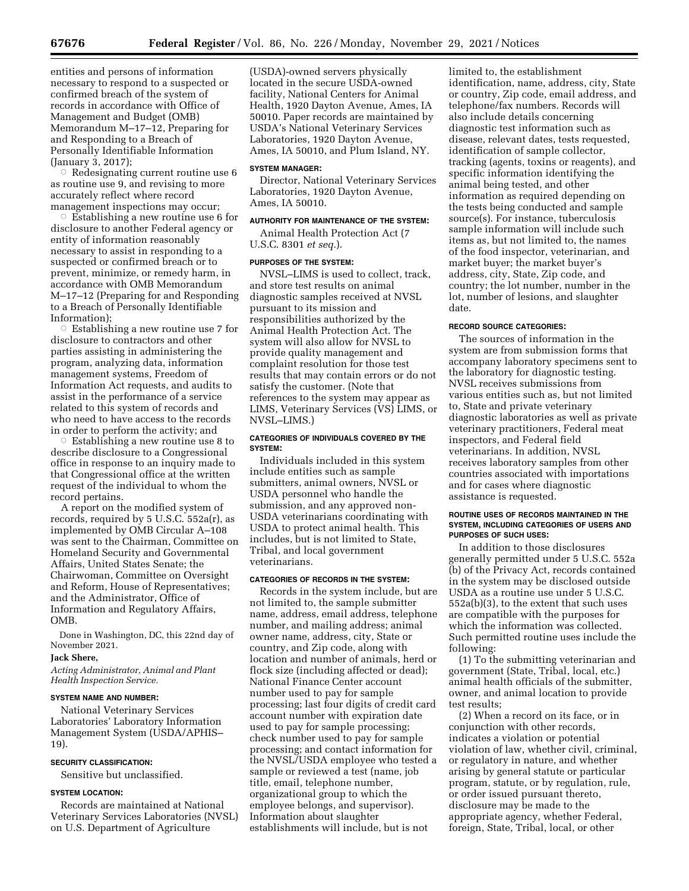entities and persons of information necessary to respond to a suspected or confirmed breach of the system of records in accordance with Office of Management and Budget (OMB) Memorandum M–17–12, Preparing for and Responding to a Breach of Personally Identifiable Information (January 3, 2017);

○ Redesignating current routine use 6 as routine use 9, and revising to more accurately reflect where record management inspections may occur;

○ Establishing a new routine use 6 for disclosure to another Federal agency or entity of information reasonably necessary to assist in responding to a suspected or confirmed breach or to prevent, minimize, or remedy harm, in accordance with OMB Memorandum M–17–12 (Preparing for and Responding to a Breach of Personally Identifiable Information);

○ Establishing a new routine use 7 for disclosure to contractors and other parties assisting in administering the program, analyzing data, information management systems, Freedom of Information Act requests, and audits to assist in the performance of a service related to this system of records and who need to have access to the records in order to perform the activity; and

○ Establishing a new routine use 8 to describe disclosure to a Congressional office in response to an inquiry made to that Congressional office at the written request of the individual to whom the record pertains.

A report on the modified system of records, required by 5 U.S.C. 552a(r), as implemented by OMB Circular A–108 was sent to the Chairman, Committee on Homeland Security and Governmental Affairs, United States Senate; the Chairwoman, Committee on Oversight and Reform, House of Representatives; and the Administrator, Office of Information and Regulatory Affairs, OMB.

Done in Washington, DC, this 22nd day of November 2021.

**Jack Shere,**

*Acting Administrator, Animal and Plant Health Inspection Service.*

#### SYSTEM NAME AND NUMBER:

National Veterinary Services Laboratories' Laboratory Information Management System (USDA/APHIS–19).

#### SECURITY CLASSIFICATION:

Sensitive but unclassified.

#### SYSTEM LOCATION:

Records are maintained at National Veterinary Services Laboratories (NVSL) on U.S. Department of Agriculture (USDA)-owned servers physically located in the secure USDA-owned facility, National Centers for Animal Health, 1920 Dayton Avenue, Ames, IA 50010. Paper records are maintained by USDA's National Veterinary Services Laboratories, 1920 Dayton Avenue, Ames, IA 50010, and Plum Island, NY.

#### SYSTEM MANAGER:

Director, National Veterinary Services Laboratories, 1920 Dayton Avenue, Ames, IA 50010.

#### AUTHORITY FOR MAINTENANCE OF THE SYSTEM:

Animal Health Protection Act (7 U.S.C. 8301 *et seq.*).

#### PURPOSES OF THE SYSTEM:

NVSL–LIMS is used to collect, track, and store test results on animal diagnostic samples received at NVSL pursuant to its mission and responsibilities authorized by the Animal Health Protection Act. The system will also allow for NVSL to provide quality management and complaint resolution for those test results that may contain errors or do not satisfy the customer. (Note that references to the system may appear as LIMS, Veterinary Services (VS) LIMS, or NVSL–LIMS.)

#### CATEGORIES OF INDIVIDUALS COVERED BY THE SYSTEM:

Individuals included in this system include entities such as sample submitters, animal owners, NVSL or USDA personnel who handle the submission, and any approved non-USDA veterinarians coordinating with USDA to protect animal health. This includes, but is not limited to State, Tribal, and local government veterinarians.

#### CATEGORIES OF RECORDS IN THE SYSTEM:

Records in the system include, but are not limited to, the sample submitter name, address, email address, telephone number, and mailing address; animal owner name, address, city, State or country, and Zip code, along with location and number of animals, herd or flock size (including affected or dead); National Finance Center account number used to pay for sample processing; last four digits of credit card account number with expiration date used to pay for sample processing; check number used to pay for sample processing; and contact information for the NVSL/USDA employee who tested a sample or reviewed a test (name, job title, email, telephone number, organizational group to which the employee belongs, and supervisor). Information about slaughter establishments will include, but is not limited to, the establishment identification, name, address, city, State or country, Zip code, email address, and telephone/fax numbers. Records will also include details concerning diagnostic test information such as disease, relevant dates, tests requested, identification of sample collector, tracking (agents, toxins or reagents), and specific information identifying the animal being tested, and other information as required depending on the tests being conducted and sample source(s). For instance, tuberculosis sample information will include such items as, but not limited to, the names of the food inspector, veterinarian, and market buyer; the market buyer's address, city, State, Zip code, and country; the lot number, number in the lot, number of lesions, and slaughter date.

#### RECORD SOURCE CATEGORIES:

The sources of information in the system are from submission forms that accompany laboratory specimens sent to the laboratory for diagnostic testing. NVSL receives submissions from various entities such as, but not limited to, State and private veterinary diagnostic laboratories as well as private veterinary practitioners, Federal meat inspectors, and Federal field veterinarians. In addition, NVSL receives laboratory samples from other countries associated with importations and for cases where diagnostic assistance is requested.

#### ROUTINE USES OF RECORDS MAINTAINED IN THE SYSTEM, INCLUDING CATEGORIES OF USERS AND PURPOSES OF SUCH USES:

In addition to those disclosures generally permitted under 5 U.S.C. 552a (b) of the Privacy Act, records contained in the system may be disclosed outside USDA as a routine use under 5 U.S.C. 552a(b)(3), to the extent that such uses are compatible with the purposes for which the information was collected. Such permitted routine uses include the following:

(1) To the submitting veterinarian and government (State, Tribal, local, etc.) animal health officials of the submitter, owner, and animal location to provide test results;

(2) When a record on its face, or in conjunction with other records, indicates a violation or potential violation of law, whether civil, criminal, or regulatory in nature, and whether arising by general statute or particular program, statute, or by regulation, rule, or order issued pursuant thereto, disclosure may be made to the appropriate agency, whether Federal, foreign, State, Tribal, local, or other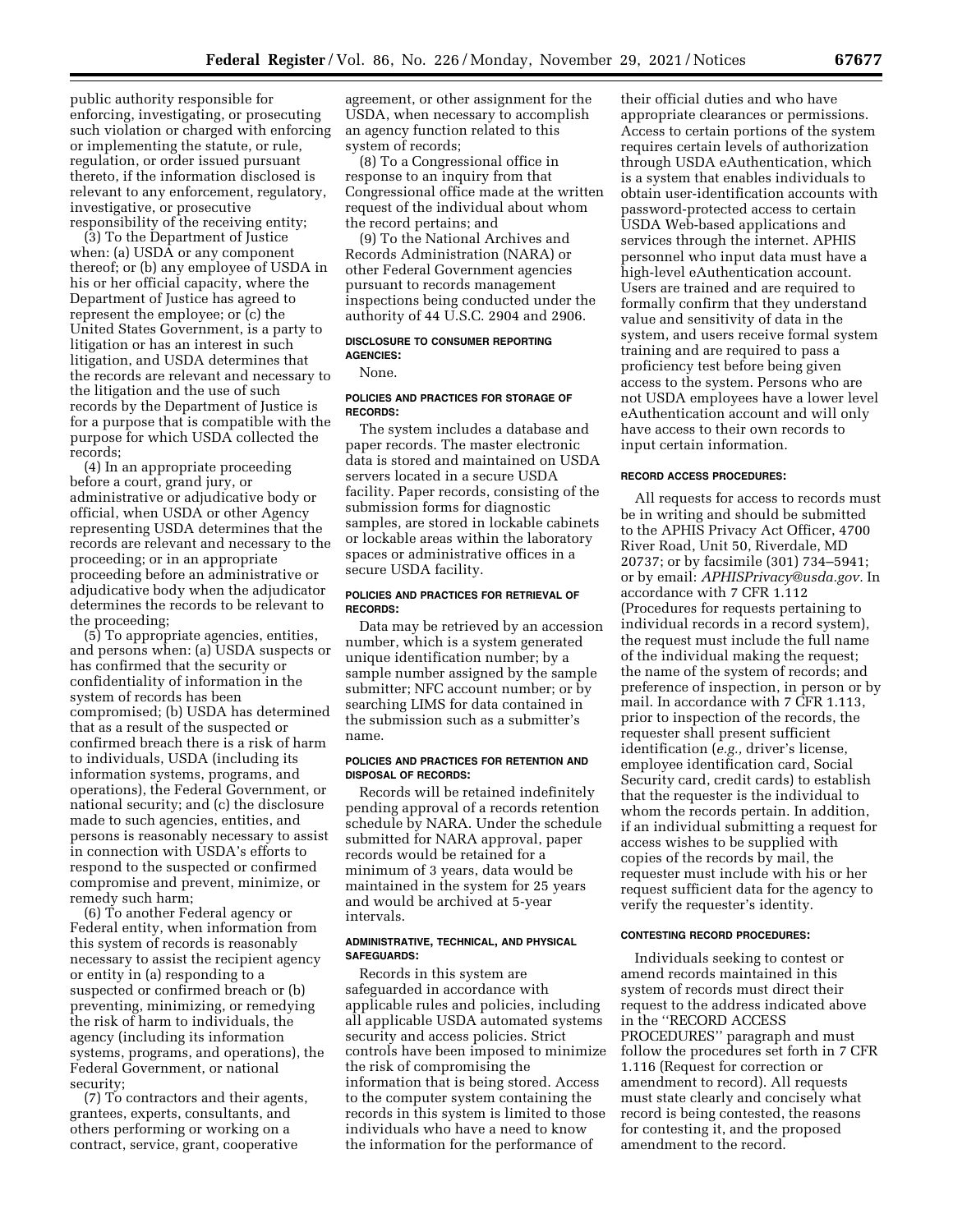public authority responsible for enforcing, investigating, or prosecuting such violation or charged with enforcing or implementing the statute, or rule, regulation, or order issued pursuant thereto, if the information disclosed is relevant to any enforcement, regulatory, investigative, or prosecutive responsibility of the receiving entity;

(3) To the Department of Justice when: (a) USDA or any component thereof; or (b) any employee of USDA in his or her official capacity, where the Department of Justice has agreed to represent the employee; or (c) the United States Government, is a party to litigation or has an interest in such litigation, and USDA determines that the records are relevant and necessary to the litigation and the use of such records by the Department of Justice is for a purpose that is compatible with the purpose for which USDA collected the records;

(4) In an appropriate proceeding before a court, grand jury, or administrative or adjudicative body or official, when USDA or other Agency representing USDA determines that the records are relevant and necessary to the proceeding; or in an appropriate proceeding before an administrative or adjudicative body when the adjudicator determines the records to be relevant to the proceeding;

(5) To appropriate agencies, entities, and persons when: (a) USDA suspects or has confirmed that the security or confidentiality of information in the system of records has been compromised; (b) USDA has determined that as a result of the suspected or confirmed breach there is a risk of harm to individuals, USDA (including its information systems, programs, and operations), the Federal Government, or national security; and (c) the disclosure made to such agencies, entities, and persons is reasonably necessary to assist in connection with USDA's efforts to respond to the suspected or confirmed compromise and prevent, minimize, or remedy such harm;

(6) To another Federal agency or Federal entity, when information from this system of records is reasonably necessary to assist the recipient agency or entity in (a) responding to a suspected or confirmed breach or (b) preventing, minimizing, or remedying the risk of harm to individuals, the agency (including its information systems, programs, and operations), the Federal Government, or national security;

(7) To contractors and their agents, grantees, experts, consultants, and others performing or working on a contract, service, grant, cooperative agreement, or other assignment for the USDA, when necessary to accomplish an agency function related to this system of records;

(8) To a Congressional office in response to an inquiry from that Congressional office made at the written request of the individual about whom the record pertains; and

(9) To the National Archives and Records Administration (NARA) or other Federal Government agencies pursuant to records management inspections being conducted under the authority of 44 U.S.C. 2904 and 2906.

#### DISCLOSURE TO CONSUMER REPORTING AGENCIES:

None.

#### POLICIES AND PRACTICES FOR STORAGE OF RECORDS:

The system includes a database and paper records. The master electronic data is stored and maintained on USDA servers located in a secure USDA facility. Paper records, consisting of the submission forms for diagnostic samples, are stored in lockable cabinets or lockable areas within the laboratory spaces or administrative offices in a secure USDA facility.

#### POLICIES AND PRACTICES FOR RETRIEVAL OF RECORDS:

Data may be retrieved by an accession number, which is a system generated unique identification number; by a sample number assigned by the sample submitter; NFC account number; or by searching LIMS for data contained in the submission such as a submitter's name.

#### POLICIES AND PRACTICES FOR RETENTION AND DISPOSAL OF RECORDS:

Records will be retained indefinitely pending approval of a records retention schedule by NARA. Under the schedule submitted for NARA approval, paper records would be retained for a minimum of 3 years, data would be maintained in the system for 25 years and would be archived at 5-year intervals.

#### ADMINISTRATIVE, TECHNICAL, AND PHYSICAL SAFEGUARDS:

Records in this system are safeguarded in accordance with applicable rules and policies, including all applicable USDA automated systems security and access policies. Strict controls have been imposed to minimize the risk of compromising the information that is being stored. Access to the computer system containing the records in this system is limited to those individuals who have a need to know the information for the performance of their official duties and who have appropriate clearances or permissions. Access to certain portions of the system requires certain levels of authorization through USDA eAuthentication, which is a system that enables individuals to obtain user-identification accounts with password-protected access to certain USDA Web-based applications and services through the internet. APHIS personnel who input data must have a high-level eAuthentication account. Users are trained and are required to formally confirm that they understand value and sensitivity of data in the system, and users receive formal system training and are required to pass a proficiency test before being given access to the system. Persons who are not USDA employees have a lower level eAuthentication account and will only have access to their own records to input certain information.

#### RECORD ACCESS PROCEDURES:

All requests for access to records must be in writing and should be submitted to the APHIS Privacy Act Officer, 4700 River Road, Unit 50, Riverdale, MD 20737; or by facsimile (301) 734–5941; or by email: *APHISPrivacy@usda.gov.* In accordance with 7 CFR 1.112 (Procedures for requests pertaining to individual records in a record system), the request must include the full name of the individual making the request; the name of the system of records; and preference of inspection, in person or by mail. In accordance with 7 CFR 1.113, prior to inspection of the records, the requester shall present sufficient identification (*e.g.,* driver's license, employee identification card, Social Security card, credit cards) to establish that the requester is the individual to whom the records pertain. In addition, if an individual submitting a request for access wishes to be supplied with copies of the records by mail, the requester must include with his or her request sufficient data for the agency to verify the requester's identity.

#### CONTESTING RECORD PROCEDURES:

Individuals seeking to contest or amend records maintained in this system of records must direct their request to the address indicated above in the ''RECORD ACCESS PROCEDURES'' paragraph and must follow the procedures set forth in 7 CFR 1.116 (Request for correction or amendment to record). All requests must state clearly and concisely what record is being contested, the reasons for contesting it, and the proposed amendment to the record.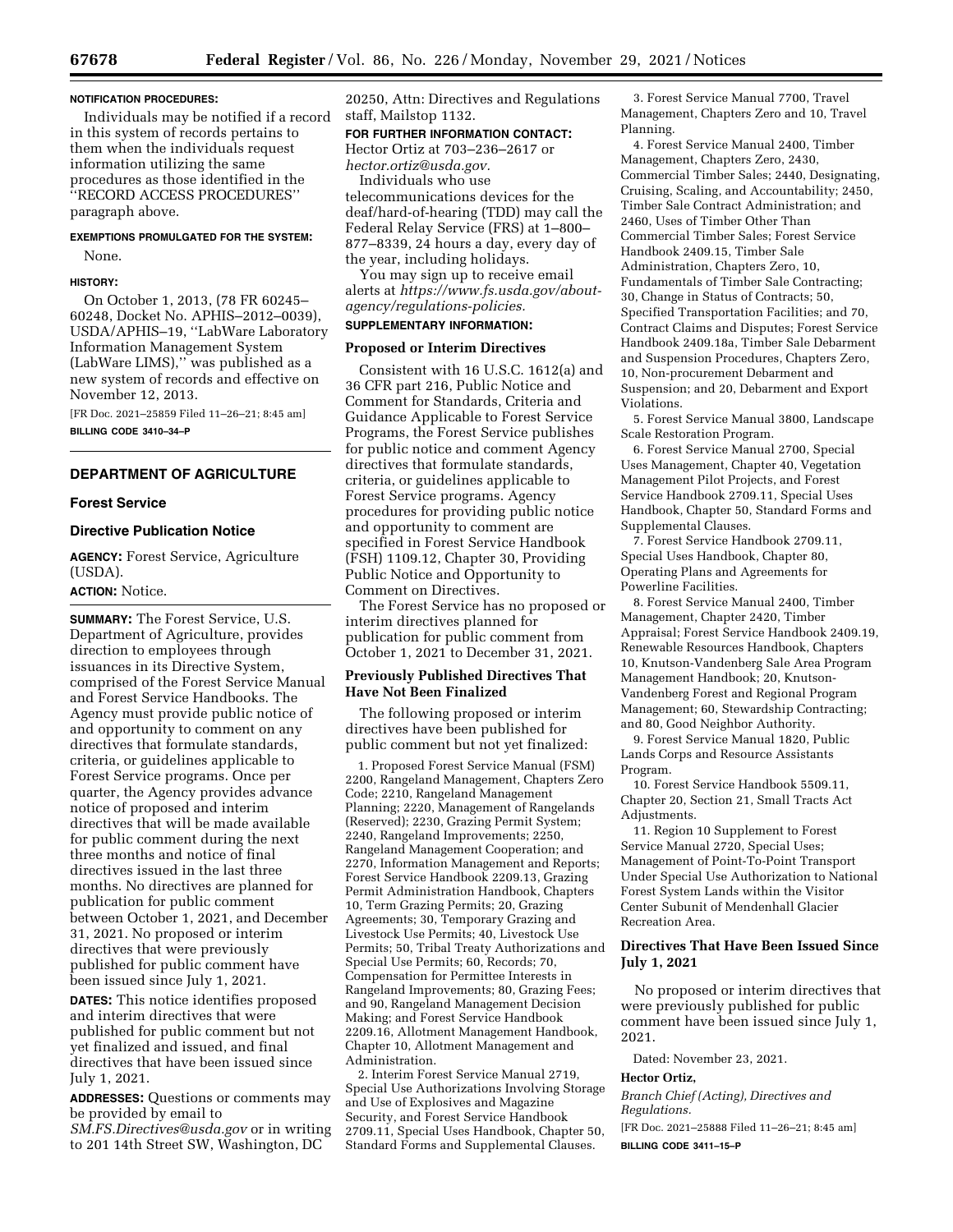**NOTIFICATION PROCEDURES:**

Individuals may be notified if a record in this system of records pertains to them when the individuals request information utilizing the same procedures as those identified in the ''RECORD ACCESS PROCEDURES'' paragraph above.

**EXEMPTIONS PROMULGATED FOR THE SYSTEM:**

None.

**HISTORY:**

On October 1, 2013, (78 FR 60245–60248, Docket No. APHIS–2012–0039), USDA/APHIS–19, ''LabWare Laboratory Information Management System (LabWare LIMS),'' was published as a new system of records and effective on November 12, 2013.

[FR Doc. 2021–25859 Filed 11–26–21; 8:45 am]

**BILLING CODE 3410–34–P**

---

## DEPARTMENT OF AGRICULTURE

### Forest Service

### Directive Publication Notice

**AGENCY:** Forest Service, Agriculture (USDA).

**ACTION:** Notice.

**SUMMARY:** The Forest Service, U.S. Department of Agriculture, provides direction to employees through issuances in its Directive System, comprised of the Forest Service Manual and Forest Service Handbooks. The Agency must provide public notice of and opportunity to comment on any directives that formulate standards, criteria, or guidelines applicable to Forest Service programs. Once per quarter, the Agency provides advance notice of proposed and interim directives that will be made available for public comment during the next three months and notice of final directives issued in the last three months. No directives are planned for publication for public comment between October 1, 2021, and December 31, 2021. No proposed or interim directives that were previously published for public comment have been issued since July 1, 2021.

**DATES:** This notice identifies proposed and interim directives that were published for public comment but not yet finalized and issued, and final directives that have been issued since July 1, 2021.

**ADDRESSES:** Questions or comments may be provided by email to *SM.FS.Directives@usda.gov* or in writing to 201 14th Street SW, Washington, DC 20250, Attn: Directives and Regulations staff, Mailstop 1132.

**FOR FURTHER INFORMATION CONTACT:** Hector Ortiz at 703–236–2617 or *hector.ortiz@usda.gov.*

Individuals who use telecommunications devices for the deaf/hard-of-hearing (TDD) may call the Federal Relay Service (FRS) at 1–800–877–8339, 24 hours a day, every day of the year, including holidays.

You may sign up to receive email alerts at *https://www.fs.usda.gov/about-agency/regulations-policies.*

**SUPPLEMENTARY INFORMATION:**

#### Proposed or Interim Directives

Consistent with 16 U.S.C. 1612(a) and 36 CFR part 216, Public Notice and Comment for Standards, Criteria and Guidance Applicable to Forest Service Programs, the Forest Service publishes for public notice and comment Agency directives that formulate standards, criteria, or guidelines applicable to Forest Service programs. Agency procedures for providing public notice and opportunity to comment are specified in Forest Service Handbook (FSH) 1109.12, Chapter 30, Providing Public Notice and Opportunity to Comment on Directives.

The Forest Service has no proposed or interim directives planned for publication for public comment from October 1, 2021 to December 31, 2021.

#### Previously Published Directives That Have Not Been Finalized

The following proposed or interim directives have been published for public comment but not yet finalized:

1. Proposed Forest Service Manual (FSM) 2200, Rangeland Management, Chapters Zero Code; 2210, Rangeland Management Planning; 2220, Management of Rangelands (Reserved); 2230, Grazing Permit System; 2240, Rangeland Improvements; 2250, Rangeland Management Cooperation; and 2270, Information Management and Reports; Forest Service Handbook 2209.13, Grazing Permit Administration Handbook, Chapters 10, Term Grazing Permits; 20, Grazing Agreements; 30, Temporary Grazing and Livestock Use Permits; 40, Livestock Use Permits; 50, Tribal Treaty Authorizations and Special Use Permits; 60, Records; 70, Compensation for Permittee Interests in Rangeland Improvements; 80, Grazing Fees; and 90, Rangeland Management Decision Making; and Forest Service Handbook 2209.16, Allotment Management Handbook, Chapter 10, Allotment Management and Administration.

2. Interim Forest Service Manual 2719, Special Use Authorizations Involving Storage and Use of Explosives and Magazine Security, and Forest Service Handbook 2709.11, Special Uses Handbook, Chapter 50, Standard Forms and Supplemental Clauses.

3. Forest Service Manual 7700, Travel Management, Chapters Zero and 10, Travel Planning.

4. Forest Service Manual 2400, Timber Management, Chapters Zero, 2430, Commercial Timber Sales; 2440, Designating, Cruising, Scaling, and Accountability; 2450, Timber Sale Contract Administration; and 2460, Uses of Timber Other Than Commercial Timber Sales; Forest Service Handbook 2409.15, Timber Sale Administration, Chapters Zero, 10, Fundamentals of Timber Sale Contracting; 30, Change in Status of Contracts; 50, Specified Transportation Facilities; and 70, Contract Claims and Disputes; Forest Service Handbook 2409.18a, Timber Sale Debarment and Suspension Procedures, Chapters Zero, 10, Non-procurement Debarment and Suspension; and 20, Debarment and Export Violations.

5. Forest Service Manual 3800, Landscape Scale Restoration Program.

6. Forest Service Manual 2700, Special Uses Management, Chapter 40, Vegetation Management Pilot Projects, and Forest Service Handbook 2709.11, Special Uses Handbook, Chapter 50, Standard Forms and Supplemental Clauses.

7. Forest Service Handbook 2709.11, Special Uses Handbook, Chapter 80, Operating Plans and Agreements for Powerline Facilities.

8. Forest Service Manual 2400, Timber Management, Chapter 2420, Timber Appraisal; Forest Service Handbook 2409.19, Renewable Resources Handbook, Chapters 10, Knutson-Vandenberg Sale Area Program Management Handbook; 20, Knutson-Vandenberg Forest and Regional Program Management; 60, Stewardship Contracting; and 80, Good Neighbor Authority.

9. Forest Service Manual 1820, Public Lands Corps and Resource Assistants Program.

10. Forest Service Handbook 5509.11, Chapter 20, Section 21, Small Tracts Act Adjustments.

11. Region 10 Supplement to Forest Service Manual 2720, Special Uses; Management of Point-To-Point Transport Under Special Use Authorization to National Forest System Lands within the Visitor Center Subunit of Mendenhall Glacier Recreation Area.

#### Directives That Have Been Issued Since July 1, 2021

No proposed or interim directives that were previously published for public comment have been issued since July 1, 2021.

Dated: November 23, 2021.

**Hector Ortiz,**

*Branch Chief (Acting), Directives and Regulations.*

[FR Doc. 2021–25888 Filed 11–26–21; 8:45 am]

**BILLING CODE 3411–15–P**